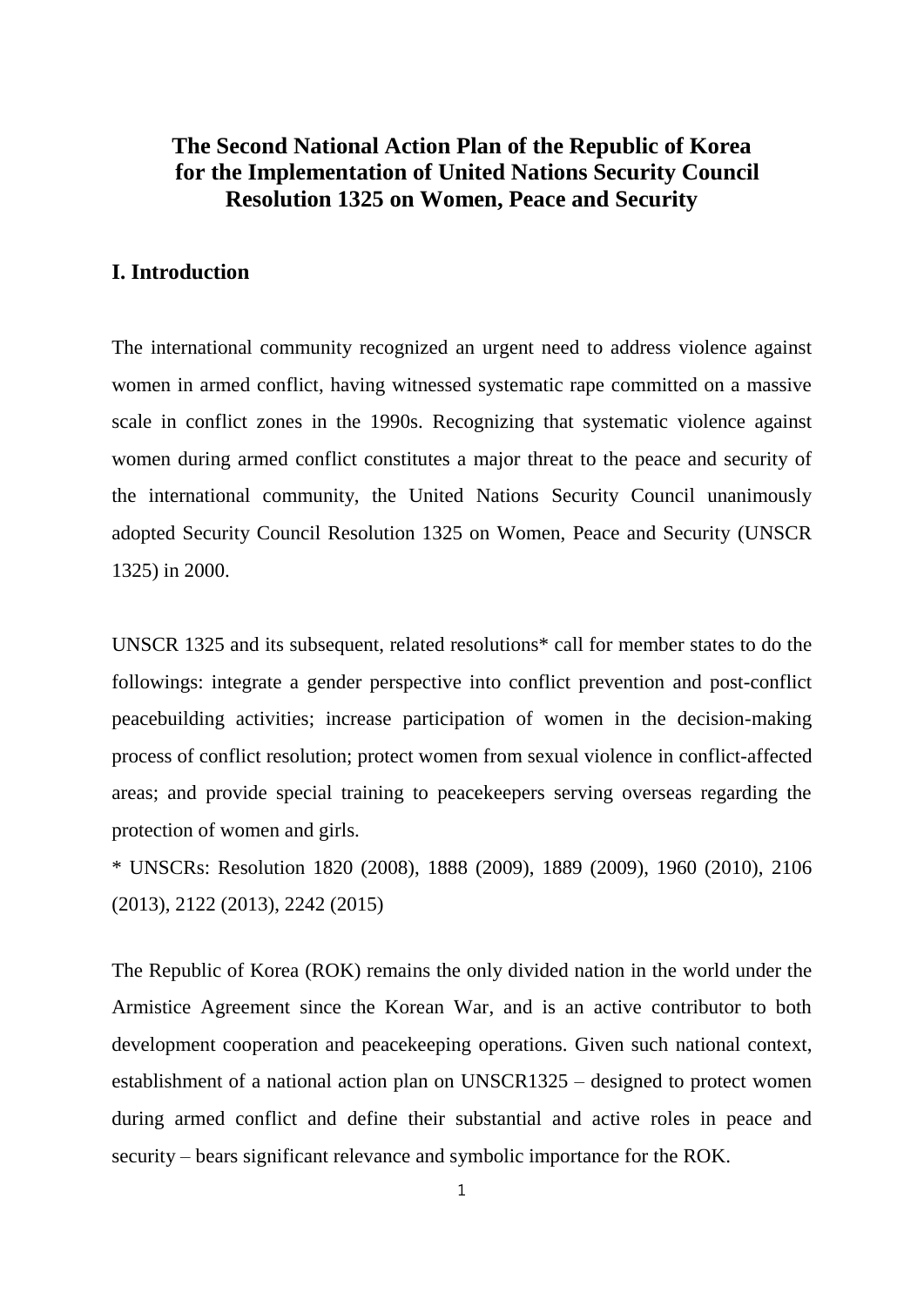# The Second National Action Plan of the Republic of Korea for the Implementation of United Nations Security Council Resolution 1325 on Women, Peace and Security

## I. Introduction

The international community recognized an urgent need to address violence against women in armed conflict, having witnessed systematic rape committed on a massive scale in conflict zones in the 1990s. Recognizing that systematic violence against women during armed conflict constitutes a major threat to the peace and security of the international community, the United Nations Security Council unanimously adopted Security Council Resolution 1325 on Women, Peace and Security (UNSCR 1325) in 2000.

UNSCR 1325 and its subsequent, related resolutions* call for member states to do the followings: integrate a gender perspective into conflict prevention and post-conflict peacebuilding activities; increase participation of women in the decision-making process of conflict resolution; protect women from sexual violence in conflict-affected areas; and provide special training to peacekeepers serving overseas regarding the protection of women and girls.

* UNSCRs: Resolution 1820 (2008), 1888 (2009), 1889 (2009), 1960 (2010), 2106 (2013), 2122 (2013), 2242 (2015)

The Republic of Korea (ROK) remains the only divided nation in the world under the Armistice Agreement since the Korean War, and is an active contributor to both development cooperation and peacekeeping operations. Given such national context, establishment of a national action plan on UNSCR1325 – designed to protect women during armed conflict and define their substantial and active roles in peace and security – bears significant relevance and symbolic importance for the ROK.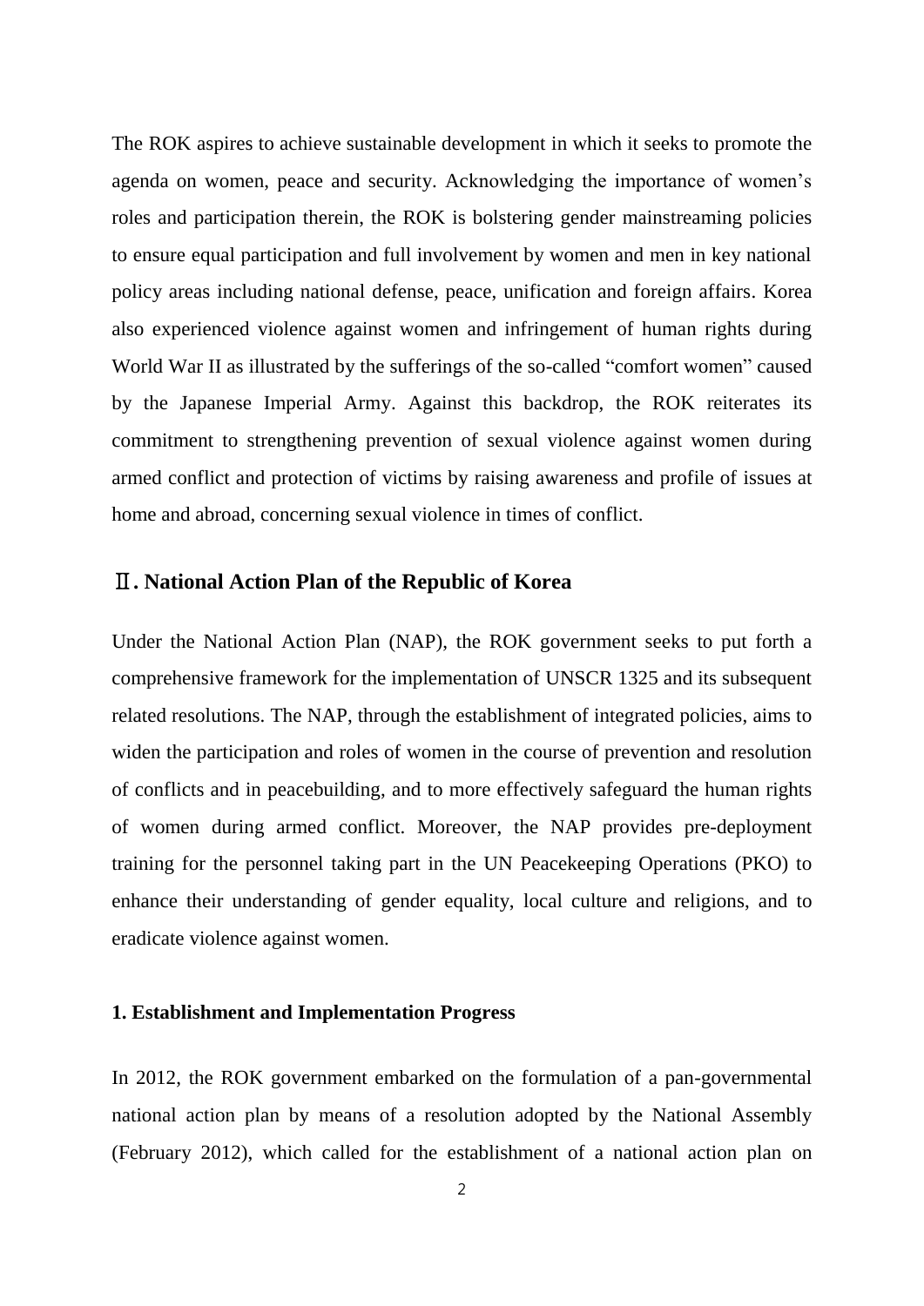The ROK aspires to achieve sustainable development in which it seeks to promote the agenda on women, peace and security. Acknowledging the importance of women's roles and participation therein, the ROK is bolstering gender mainstreaming policies to ensure equal participation and full involvement by women and men in key national policy areas including national defense, peace, unification and foreign affairs. Korea also experienced violence against women and infringement of human rights during World War II as illustrated by the sufferings of the so-called "comfort women" caused by the Japanese Imperial Army. Against this backdrop, the ROK reiterates its commitment to strengthening prevention of sexual violence against women during armed conflict and protection of victims by raising awareness and profile of issues at home and abroad, concerning sexual violence in times of conflict.

## Ⅱ. National Action Plan of the Republic of Korea

Under the National Action Plan (NAP), the ROK government seeks to put forth a comprehensive framework for the implementation of UNSCR 1325 and its subsequent related resolutions. The NAP, through the establishment of integrated policies, aims to widen the participation and roles of women in the course of prevention and resolution of conflicts and in peacebuilding, and to more effectively safeguard the human rights of women during armed conflict. Moreover, the NAP provides pre-deployment training for the personnel taking part in the UN Peacekeeping Operations (PKO) to enhance their understanding of gender equality, local culture and religions, and to eradicate violence against women.

### 1. Establishment and Implementation Progress

In 2012, the ROK government embarked on the formulation of a pan-governmental national action plan by means of a resolution adopted by the National Assembly (February 2012), which called for the establishment of a national action plan on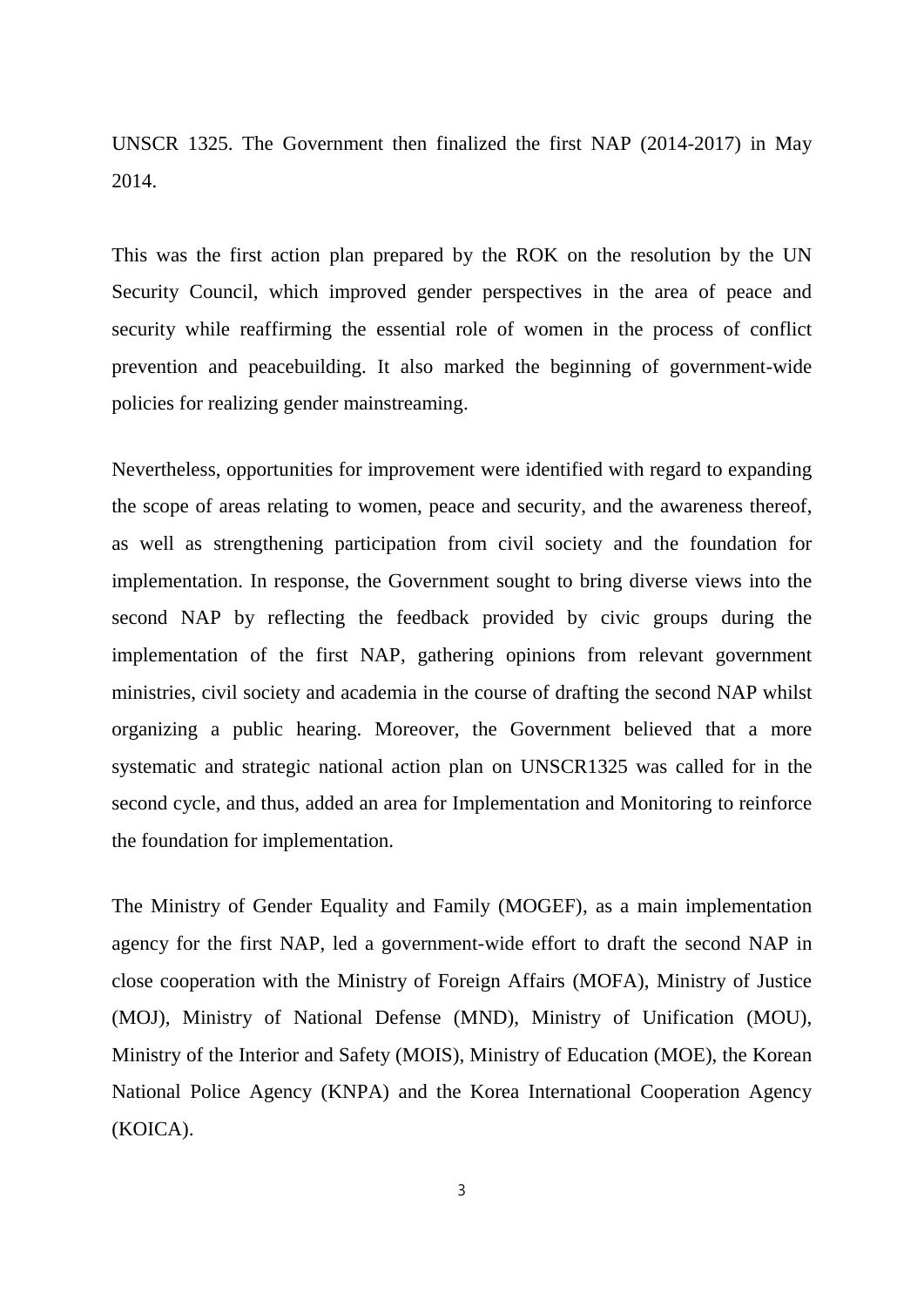UNSCR 1325. The Government then finalized the first NAP (2014-2017) in May 2014.

This was the first action plan prepared by the ROK on the resolution by the UN Security Council, which improved gender perspectives in the area of peace and security while reaffirming the essential role of women in the process of conflict prevention and peacebuilding. It also marked the beginning of government-wide policies for realizing gender mainstreaming.

Nevertheless, opportunities for improvement were identified with regard to expanding the scope of areas relating to women, peace and security, and the awareness thereof, as well as strengthening participation from civil society and the foundation for implementation. In response, the Government sought to bring diverse views into the second NAP by reflecting the feedback provided by civic groups during the implementation of the first NAP, gathering opinions from relevant government ministries, civil society and academia in the course of drafting the second NAP whilst organizing a public hearing. Moreover, the Government believed that a more systematic and strategic national action plan on UNSCR1325 was called for in the second cycle, and thus, added an area for Implementation and Monitoring to reinforce the foundation for implementation.

The Ministry of Gender Equality and Family (MOGEF), as a main implementation agency for the first NAP, led a government-wide effort to draft the second NAP in close cooperation with the Ministry of Foreign Affairs (MOFA), Ministry of Justice (MOJ), Ministry of National Defense (MND), Ministry of Unification (MOU), Ministry of the Interior and Safety (MOIS), Ministry of Education (MOE), the Korean National Police Agency (KNPA) and the Korea International Cooperation Agency (KOICA).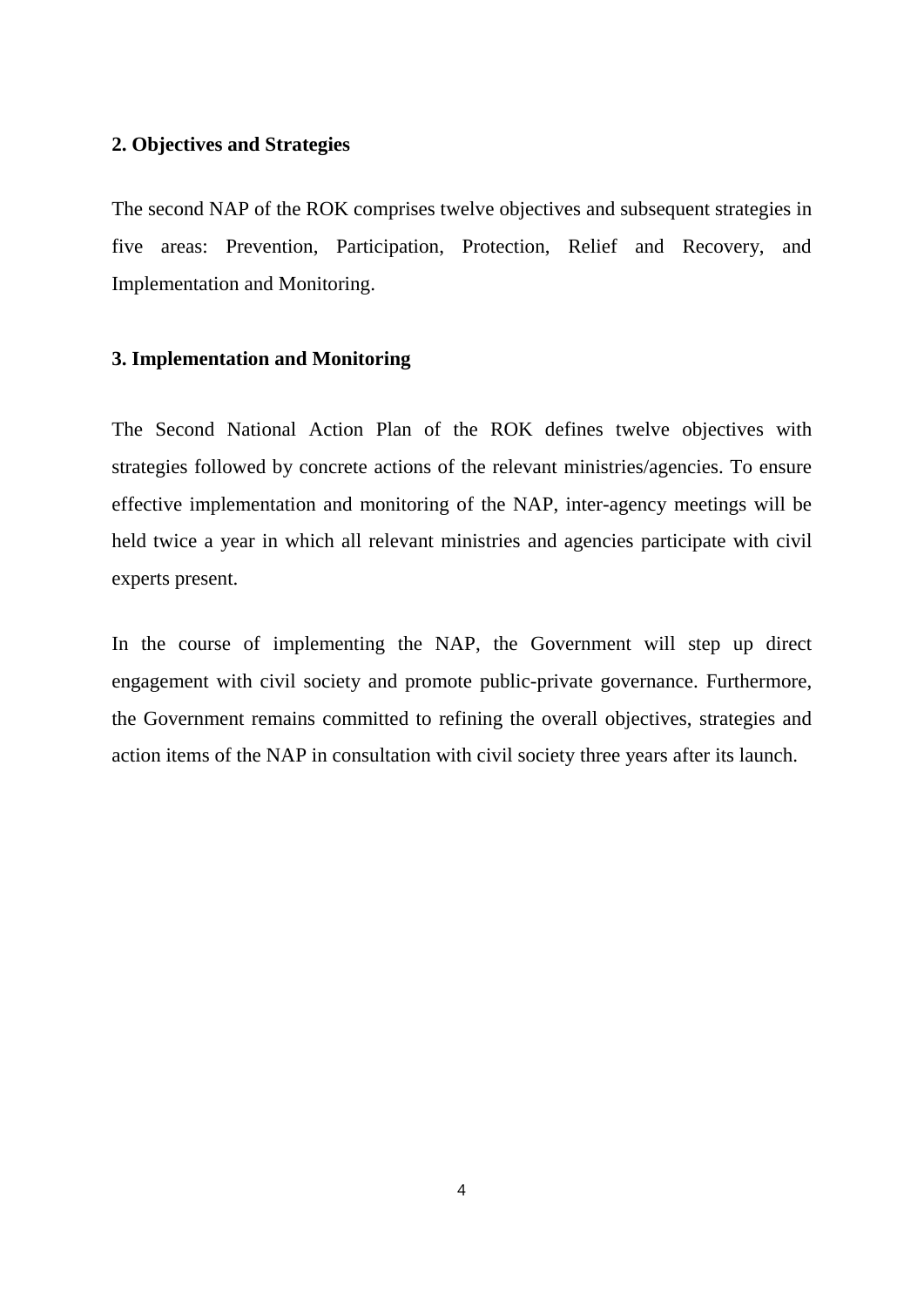## 2. Objectives and Strategies

The second NAP of the ROK comprises twelve objectives and subsequent strategies in five areas: Prevention, Participation, Protection, Relief and Recovery, and Implementation and Monitoring.

## 3. Implementation and Monitoring

The Second National Action Plan of the ROK defines twelve objectives with strategies followed by concrete actions of the relevant ministries/agencies. To ensure effective implementation and monitoring of the NAP, inter-agency meetings will be held twice a year in which all relevant ministries and agencies participate with civil experts present.

In the course of implementing the NAP, the Government will step up direct engagement with civil society and promote public-private governance. Furthermore, the Government remains committed to refining the overall objectives, strategies and action items of the NAP in consultation with civil society three years after its launch.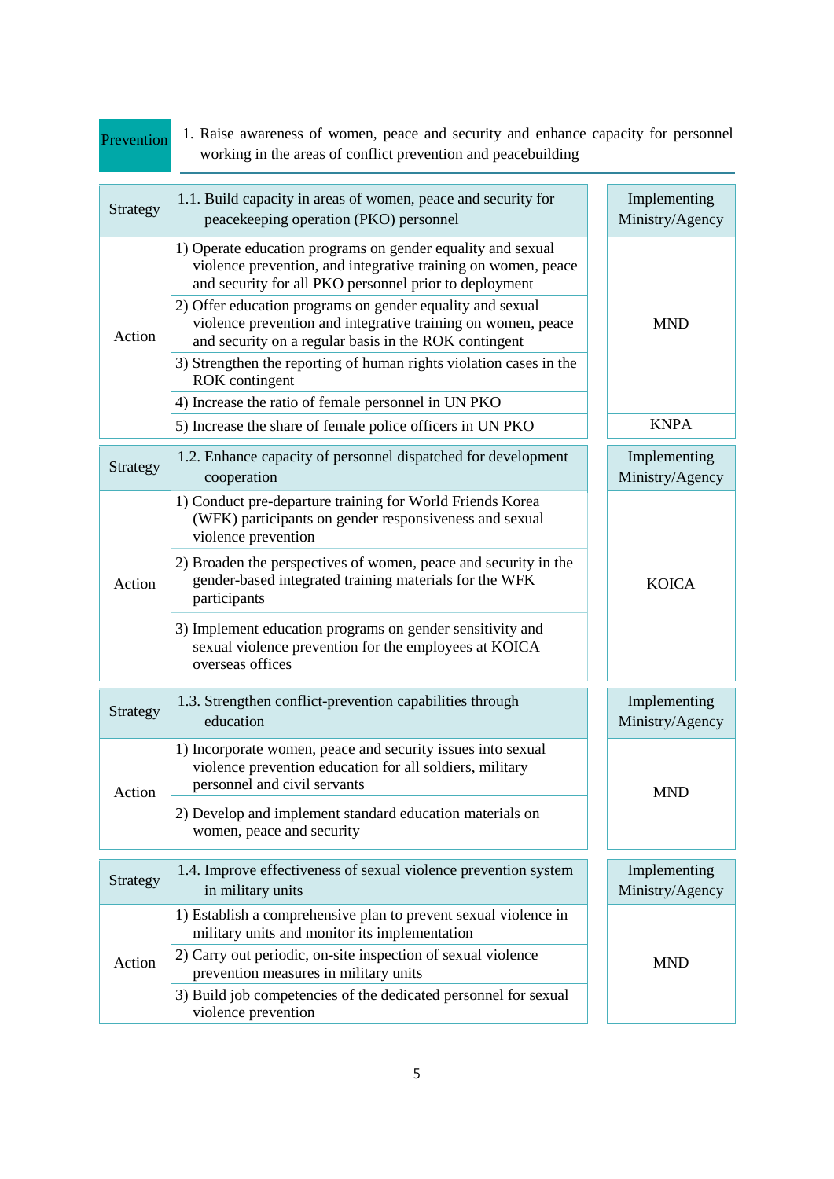**Prevention** 1. Raise awareness of women, peace and security and enhance capacity for personnel working in the areas of conflict prevention and peacebuilding

| Strategy | 1.1. Build capacity in areas of women, peace and security for peacekeeping operation (PKO) personnel | Implementing Ministry/Agency |
|---|---|---|
| Action | 1) Operate education programs on gender equality and sexual violence prevention, and integrative training on women, peace and security for all PKO personnel prior to deployment | MND |
| | 2) Offer education programs on gender equality and sexual violence prevention and integrative training on women, peace and security on a regular basis in the ROK contingent | |
| | 3) Strengthen the reporting of human rights violation cases in the ROK contingent | |
| | 4) Increase the ratio of female personnel in UN PKO | |
| | 5) Increase the share of female police officers in UN PKO | KNPA |

| Strategy | 1.2. Enhance capacity of personnel dispatched for development cooperation | Implementing Ministry/Agency |
|---|---|---|
| Action | 1) Conduct pre-departure training for World Friends Korea (WFK) participants on gender responsiveness and sexual violence prevention | KOICA |
| | 2) Broaden the perspectives of women, peace and security in the gender-based integrated training materials for the WFK participants | |
| | 3) Implement education programs on gender sensitivity and sexual violence prevention for the employees at KOICA overseas offices | |

| Strategy | 1.3. Strengthen conflict-prevention capabilities through education | Implementing Ministry/Agency |
|---|---|---|
| Action | 1) Incorporate women, peace and security issues into sexual violence prevention education for all soldiers, military personnel and civil servants | MND |
| | 2) Develop and implement standard education materials on women, peace and security | |

| Strategy | 1.4. Improve effectiveness of sexual violence prevention system in military units | Implementing Ministry/Agency |
|---|---|---|
| Action | 1) Establish a comprehensive plan to prevent sexual violence in military units and monitor its implementation | MND |
| | 2) Carry out periodic, on-site inspection of sexual violence prevention measures in military units | |
| | 3) Build job competencies of the dedicated personnel for sexual violence prevention | |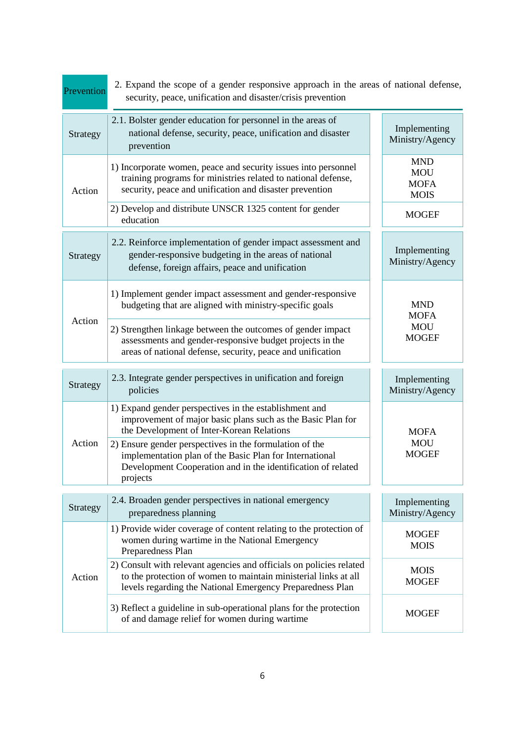| Prevention | 2. Expand the scope of a gender responsive approach in the areas of national defense, security, peace, unification and disaster/crisis prevention |
|---|---|

| | | |
|---|---|---|
| Strategy | 2.1. Bolster gender education for personnel in the areas of national defense, security, peace, unification and disaster prevention | Implementing Ministry/Agency |
| Action | 1) Incorporate women, peace and security issues into personnel training programs for ministries related to national defense, security, peace and unification and disaster prevention | MND<br>MOU<br>MOFA<br>MOIS |
| | 2) Develop and distribute UNSCR 1325 content for gender education | MOGEF |

| | | |
|---|---|---|
| Strategy | 2.2. Reinforce implementation of gender impact assessment and gender-responsive budgeting in the areas of national defense, foreign affairs, peace and unification | Implementing Ministry/Agency |
| Action | 1) Implement gender impact assessment and gender-responsive budgeting that are aligned with ministry-specific goals | MND<br>MOFA<br>MOU<br>MOGEF |
| | 2) Strengthen linkage between the outcomes of gender impact assessments and gender-responsive budget projects in the areas of national defense, security, peace and unification | |

| | | |
|---|---|---|
| Strategy | 2.3. Integrate gender perspectives in unification and foreign policies | Implementing Ministry/Agency |
| Action | 1) Expand gender perspectives in the establishment and improvement of major basic plans such as the Basic Plan for the Development of Inter-Korean Relations | MOFA<br>MOU<br>MOGEF |
| | 2) Ensure gender perspectives in the formulation of the implementation plan of the Basic Plan for International Development Cooperation and in the identification of related projects | |

| | | |
|---|---|---|
| Strategy | 2.4. Broaden gender perspectives in national emergency preparedness planning | Implementing Ministry/Agency |
| Action | 1) Provide wider coverage of content relating to the protection of women during wartime in the National Emergency Preparedness Plan | MOGEF<br>MOIS |
| | 2) Consult with relevant agencies and officials on policies related to the protection of women to maintain ministerial links at all levels regarding the National Emergency Preparedness Plan | MOIS<br>MOGEF |
| | 3) Reflect a guideline in sub-operational plans for the protection of and damage relief for women during wartime | MOGEF |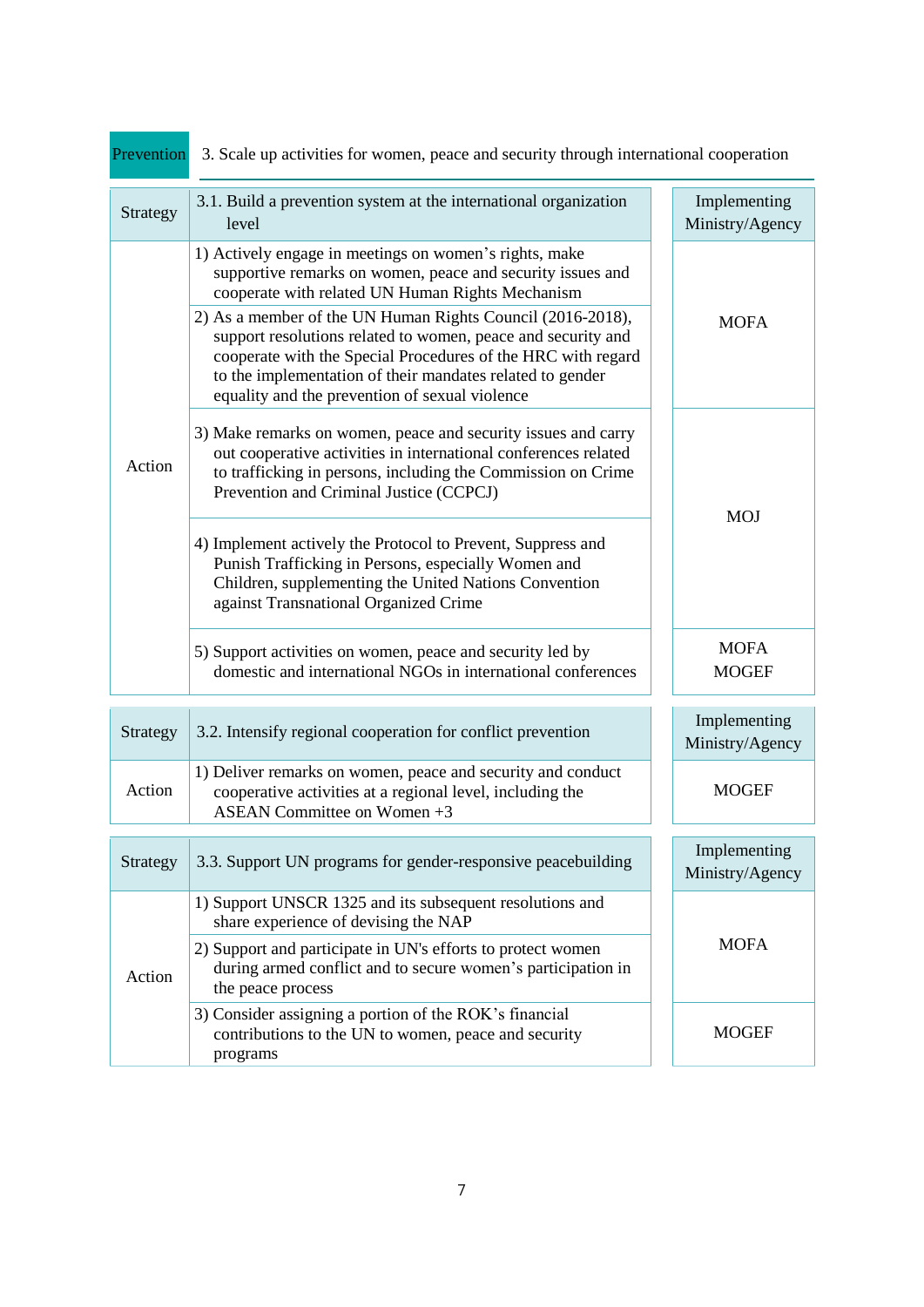**Prevention** 3. Scale up activities for women, peace and security through international cooperation

| Strategy | 3.1. Build a prevention system at the international organization level | Implementing Ministry/Agency |
|---|---|---|
| Action | 1) Actively engage in meetings on women's rights, make supportive remarks on women, peace and security issues and cooperate with related UN Human Rights Mechanism | MOFA |
| | 2) As a member of the UN Human Rights Council (2016-2018), support resolutions related to women, peace and security and cooperate with the Special Procedures of the HRC with regard to the implementation of their mandates related to gender equality and the prevention of sexual violence | |
| | 3) Make remarks on women, peace and security issues and carry out cooperative activities in international conferences related to trafficking in persons, including the Commission on Crime Prevention and Criminal Justice (CCPCJ) | MOJ |
| | 4) Implement actively the Protocol to Prevent, Suppress and Punish Trafficking in Persons, especially Women and Children, supplementing the United Nations Convention against Transnational Organized Crime | |
| | 5) Support activities on women, peace and security led by domestic and international NGOs in international conferences | MOFA<br>MOGEF |

| Strategy | 3.2. Intensify regional cooperation for conflict prevention | Implementing Ministry/Agency |
|---|---|---|
| Action | 1) Deliver remarks on women, peace and security and conduct cooperative activities at a regional level, including the ASEAN Committee on Women +3 | MOGEF |

| Strategy | 3.3. Support UN programs for gender-responsive peacebuilding | Implementing Ministry/Agency |
|---|---|---|
| Action | 1) Support UNSCR 1325 and its subsequent resolutions and share experience of devising the NAP | MOFA |
| | 2) Support and participate in UN's efforts to protect women during armed conflict and to secure women's participation in the peace process | |
| | 3) Consider assigning a portion of the ROK's financial contributions to the UN to women, peace and security programs | MOGEF |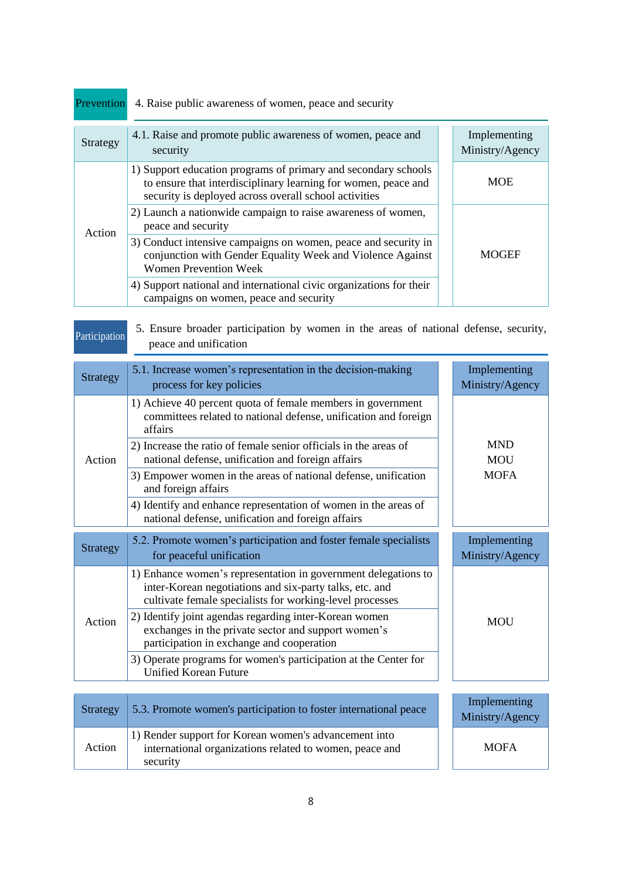**Prevention** 4. Raise public awareness of women, peace and security

| Strategy | 4.1. Raise and promote public awareness of women, peace and security | Implementing Ministry/Agency |
|---|---|---|
| Action | 1) Support education programs of primary and secondary schools to ensure that interdisciplinary learning for women, peace and security is deployed across overall school activities | MOE |
| | 2) Launch a nationwide campaign to raise awareness of women, peace and security | MOGEF |
| | 3) Conduct intensive campaigns on women, peace and security in conjunction with Gender Equality Week and Violence Against Women Prevention Week | |
| | 4) Support national and international civic organizations for their campaigns on women, peace and security | |

**Participation** 5. Ensure broader participation by women in the areas of national defense, security, peace and unification

| Strategy | 5.1. Increase women's representation in the decision-making process for key policies | Implementing Ministry/Agency |
|---|---|---|
| Action | 1) Achieve 40 percent quota of female members in government committees related to national defense, unification and foreign affairs | MND<br>MOU<br>MOFA |
| | 2) Increase the ratio of female senior officials in the areas of national defense, unification and foreign affairs | |
| | 3) Empower women in the areas of national defense, unification and foreign affairs | |
| | 4) Identify and enhance representation of women in the areas of national defense, unification and foreign affairs | |

| Strategy | 5.2. Promote women's participation and foster female specialists for peaceful unification | Implementing Ministry/Agency |
|---|---|---|
| Action | 1) Enhance women's representation in government delegations to inter-Korean negotiations and six-party talks, etc. and cultivate female specialists for working-level processes | MOU |
| | 2) Identify joint agendas regarding inter-Korean women exchanges in the private sector and support women's participation in exchange and cooperation | |
| | 3) Operate programs for women's participation at the Center for Unified Korean Future | |

| Strategy | 5.3. Promote women's participation to foster international peace | Implementing Ministry/Agency |
|---|---|---|
| Action | 1) Render support for Korean women's advancement into international organizations related to women, peace and security | MOFA |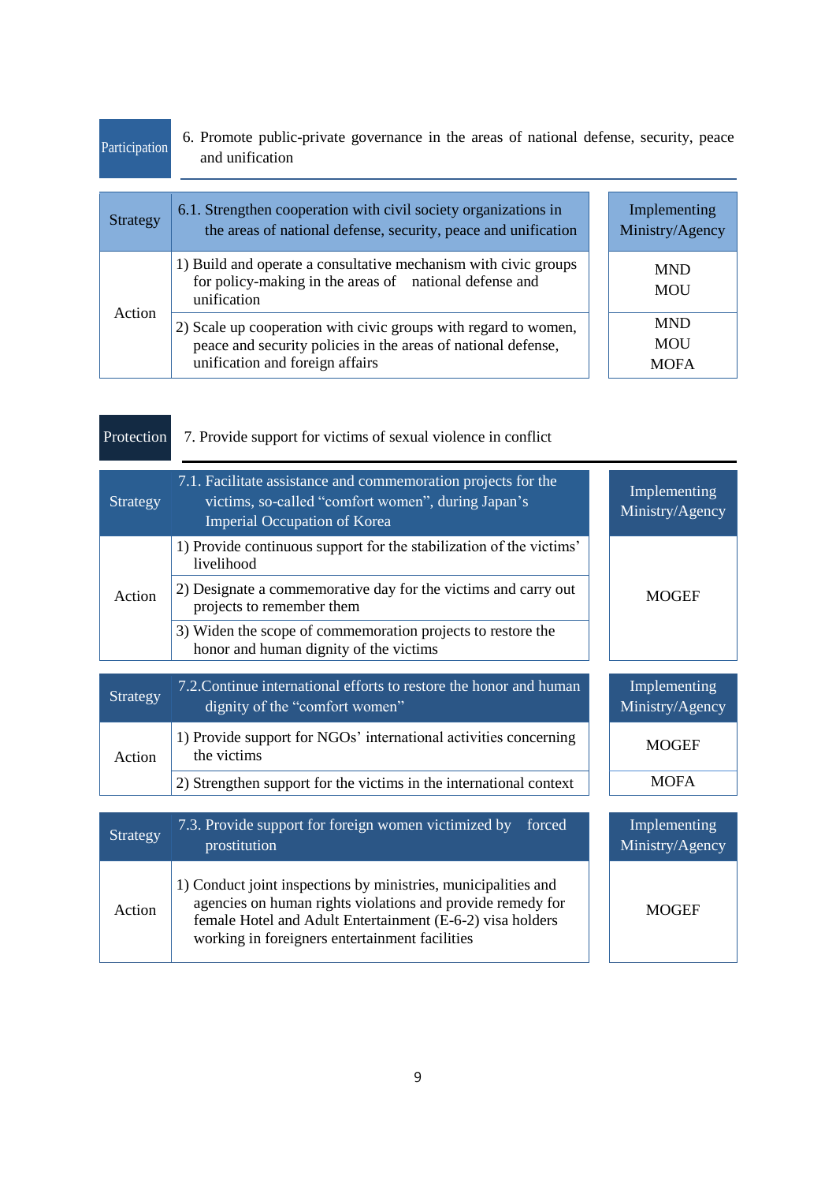**Participation** 6. Promote public-private governance in the areas of national defense, security, peace and unification

| Strategy | 6.1. Strengthen cooperation with civil society organizations in the areas of national defense, security, peace and unification | Implementing Ministry/Agency |
|---|---|---|
| Action | 1) Build and operate a consultative mechanism with civic groups for policy-making in the areas of national defense and unification | MND<br>MOU |
| | 2) Scale up cooperation with civic groups with regard to women, peace and security policies in the areas of national defense, unification and foreign affairs | MND<br>MOU<br>MOFA |

**Protection** 7. Provide support for victims of sexual violence in conflict

| Strategy | 7.1. Facilitate assistance and commemoration projects for the victims, so-called “comfort women”, during Japan’s Imperial Occupation of Korea | Implementing Ministry/Agency |
|---|---|---|
| Action | 1) Provide continuous support for the stabilization of the victims’ livelihood | MOGEF |
| | 2) Designate a commemorative day for the victims and carry out projects to remember them | |
| | 3) Widen the scope of commemoration projects to restore the honor and human dignity of the victims | |

| Strategy | 7.2. Continue international efforts to restore the honor and human dignity of the “comfort women” | Implementing Ministry/Agency |
|---|---|---|
| Action | 1) Provide support for NGOs’ international activities concerning the victims | MOGEF |
| | 2) Strengthen support for the victims in the international context | MOFA |

| Strategy | 7.3. Provide support for foreign women victimized by forced prostitution | Implementing Ministry/Agency |
|---|---|---|
| Action | 1) Conduct joint inspections by ministries, municipalities and agencies on human rights violations and provide remedy for female Hotel and Adult Entertainment (E-6-2) visa holders working in foreigners entertainment facilities | MOGEF |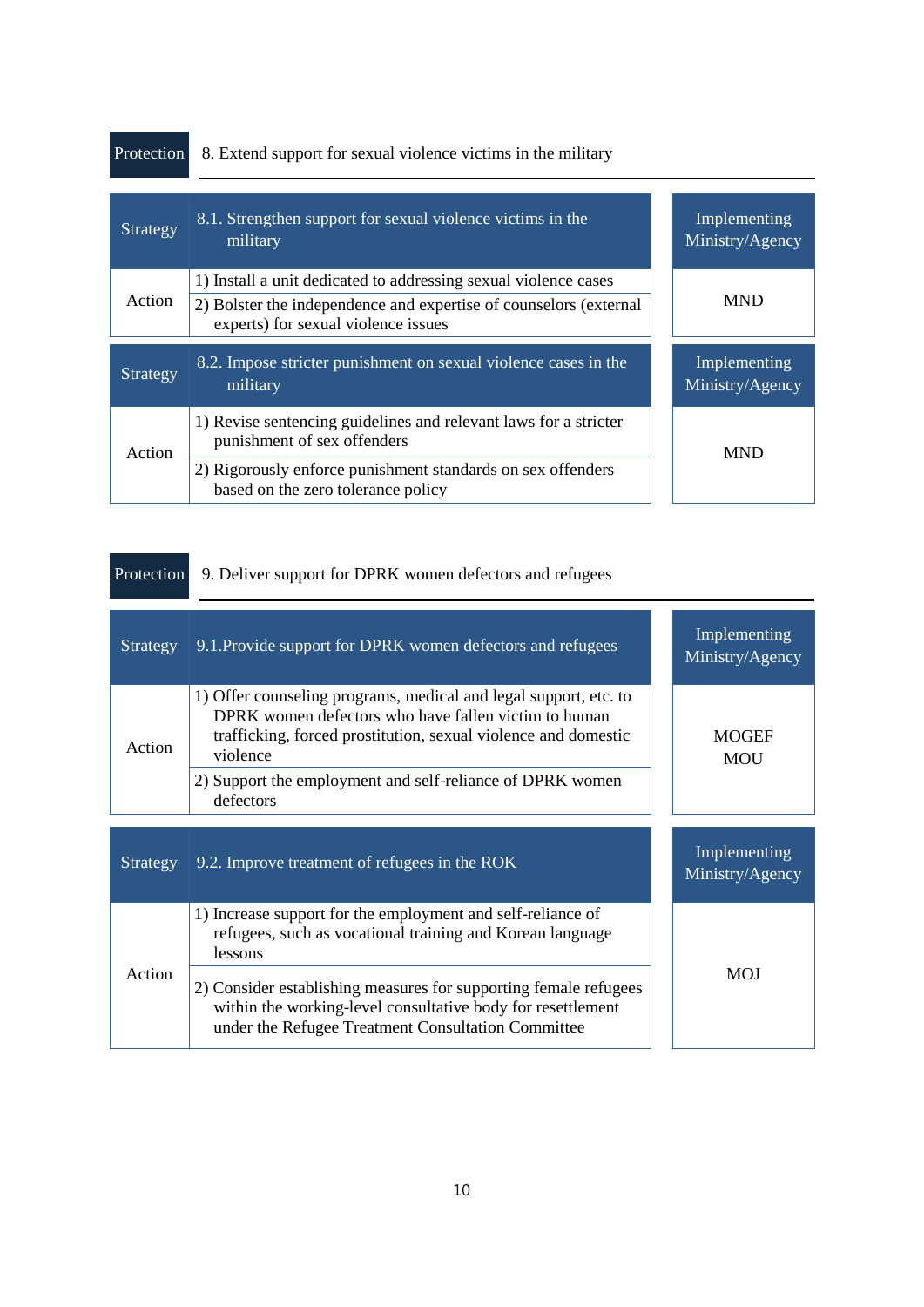## Protection 8. Extend support for sexual violence victims in the military

| Strategy | 8.1. Strengthen support for sexual violence victims in the military | Implementing Ministry/Agency |
|---|---|---|
| Action | 1) Install a unit dedicated to addressing sexual violence cases | MND |
| | 2) Bolster the independence and expertise of counselors (external experts) for sexual violence issues | |

| Strategy | 8.2. Impose stricter punishment on sexual violence cases in the military | Implementing Ministry/Agency |
|---|---|---|
| Action | 1) Revise sentencing guidelines and relevant laws for a stricter punishment of sex offenders | MND |
| | 2) Rigorously enforce punishment standards on sex offenders based on the zero tolerance policy | |

## Protection 9. Deliver support for DPRK women defectors and refugees

| Strategy | 9.1.Provide support for DPRK women defectors and refugees | Implementing Ministry/Agency |
|---|---|---|
| Action | 1) Offer counseling programs, medical and legal support, etc. to DPRK women defectors who have fallen victim to human trafficking, forced prostitution, sexual violence and domestic violence | MOGEF MOU |
| | 2) Support the employment and self-reliance of DPRK women defectors | |

| Strategy | 9.2. Improve treatment of refugees in the ROK | Implementing Ministry/Agency |
|---|---|---|
| Action | 1) Increase support for the employment and self-reliance of refugees, such as vocational training and Korean language lessons | MOJ |
| | 2) Consider establishing measures for supporting female refugees within the working-level consultative body for resettlement under the Refugee Treatment Consultation Committee | |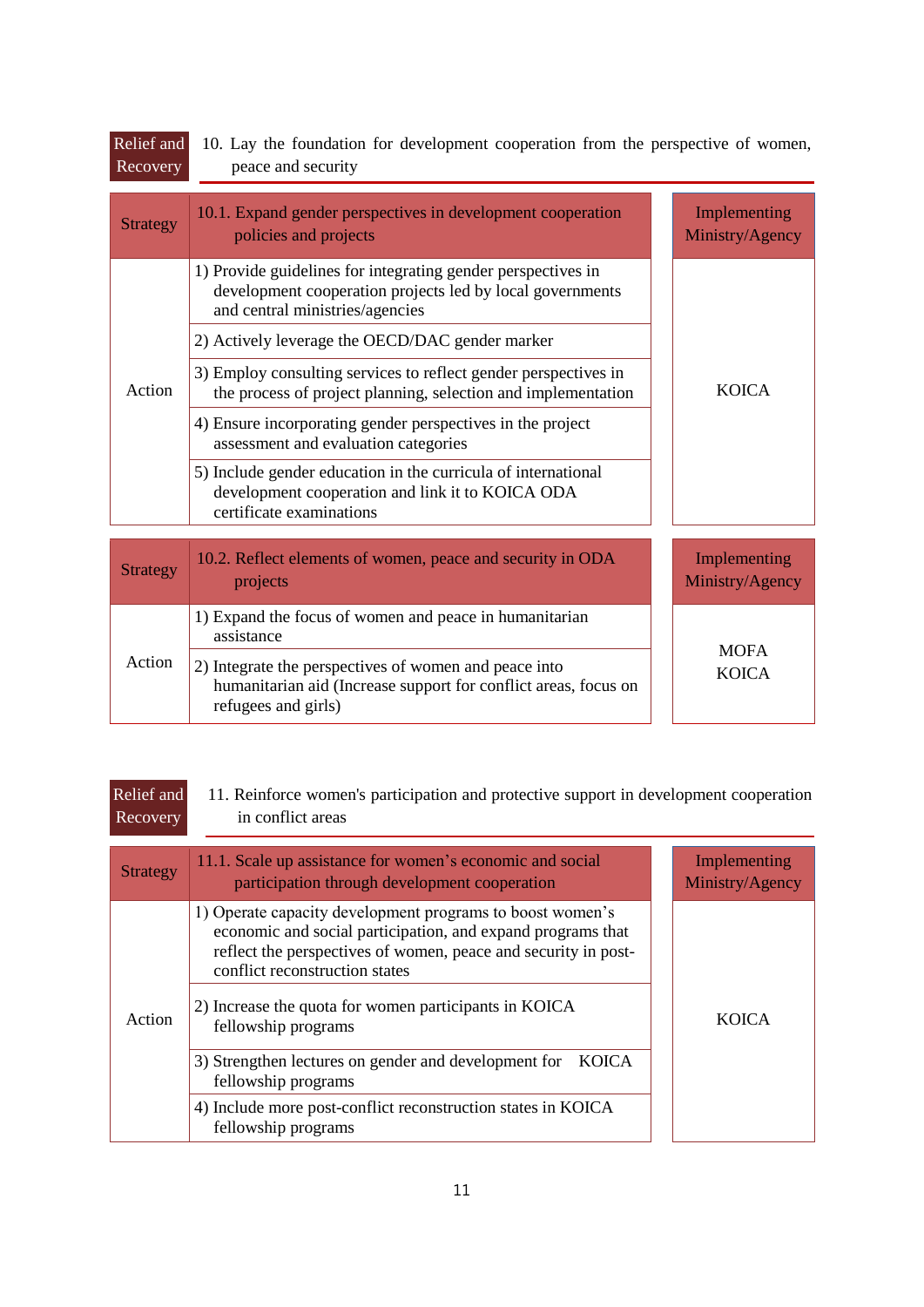Relief and Recovery | 10. Lay the foundation for development cooperation from the perspective of women, peace and security

| Strategy | 10.1. Expand gender perspectives in development cooperation policies and projects | Implementing Ministry/Agency |
|---|---|---|
| Action | 1) Provide guidelines for integrating gender perspectives in development cooperation projects led by local governments and central ministries/agencies | KOICA |
| | 2) Actively leverage the OECD/DAC gender marker | |
| | 3) Employ consulting services to reflect gender perspectives in the process of project planning, selection and implementation | |
| | 4) Ensure incorporating gender perspectives in the project assessment and evaluation categories | |
| | 5) Include gender education in the curricula of international development cooperation and link it to KOICA ODA certificate examinations | |

| Strategy | 10.2. Reflect elements of women, peace and security in ODA projects | Implementing Ministry/Agency |
|---|---|---|
| Action | 1) Expand the focus of women and peace in humanitarian assistance | MOFA<br>KOICA |
| | 2) Integrate the perspectives of women and peace into humanitarian aid (Increase support for conflict areas, focus on refugees and girls) | |

Relief and Recovery | 11. Reinforce women's participation and protective support in development cooperation in conflict areas

| Strategy | 11.1. Scale up assistance for women's economic and social participation through development cooperation | Implementing Ministry/Agency |
|---|---|---|
| Action | 1) Operate capacity development programs to boost women's economic and social participation, and expand programs that reflect the perspectives of women, peace and security in post-conflict reconstruction states | KOICA |
| | 2) Increase the quota for women participants in KOICA fellowship programs | |
| | 3) Strengthen lectures on gender and development for KOICA fellowship programs | |
| | 4) Include more post-conflict reconstruction states in KOICA fellowship programs | |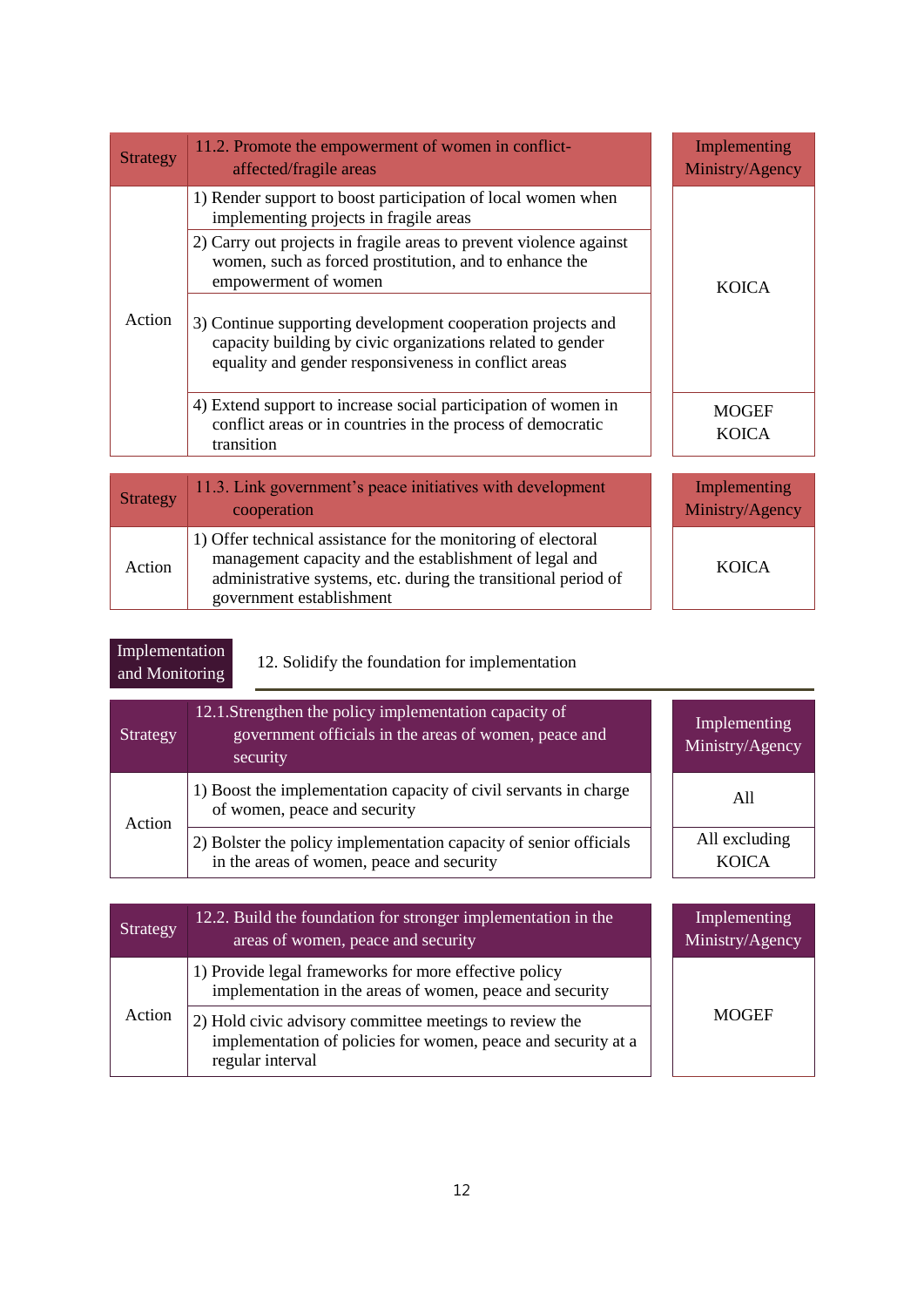| Strategy | 11.2. Promote the empowerment of women in conflict-affected/fragile areas | Implementing Ministry/Agency |
|---|---|---|
| Action | 1) Render support to boost participation of local women when implementing projects in fragile areas | KOICA |
| | 2) Carry out projects in fragile areas to prevent violence against women, such as forced prostitution, and to enhance the empowerment of women | |
| | 3) Continue supporting development cooperation projects and capacity building by civic organizations related to gender equality and gender responsiveness in conflict areas | |
| | 4) Extend support to increase social participation of women in conflict areas or in countries in the process of democratic transition | MOGEF KOICA |

| Strategy | 11.3. Link government's peace initiatives with development cooperation | Implementing Ministry/Agency |
|---|---|---|
| Action | 1) Offer technical assistance for the monitoring of electoral management capacity and the establishment of legal and administrative systems, etc. during the transitional period of government establishment | KOICA |

**Implementation and Monitoring** 12. Solidify the foundation for implementation

| Strategy | 12.1.Strengthen the policy implementation capacity of government officials in the areas of women, peace and security | Implementing Ministry/Agency |
|---|---|---|
| Action | 1) Boost the implementation capacity of civil servants in charge of women, peace and security | All |
| | 2) Bolster the policy implementation capacity of senior officials in the areas of women, peace and security | All excluding KOICA |

| Strategy | 12.2. Build the foundation for stronger implementation in the areas of women, peace and security | Implementing Ministry/Agency |
|---|---|---|
| Action | 1) Provide legal frameworks for more effective policy implementation in the areas of women, peace and security | MOGEF |
| | 2) Hold civic advisory committee meetings to review the implementation of policies for women, peace and security at a regular interval | |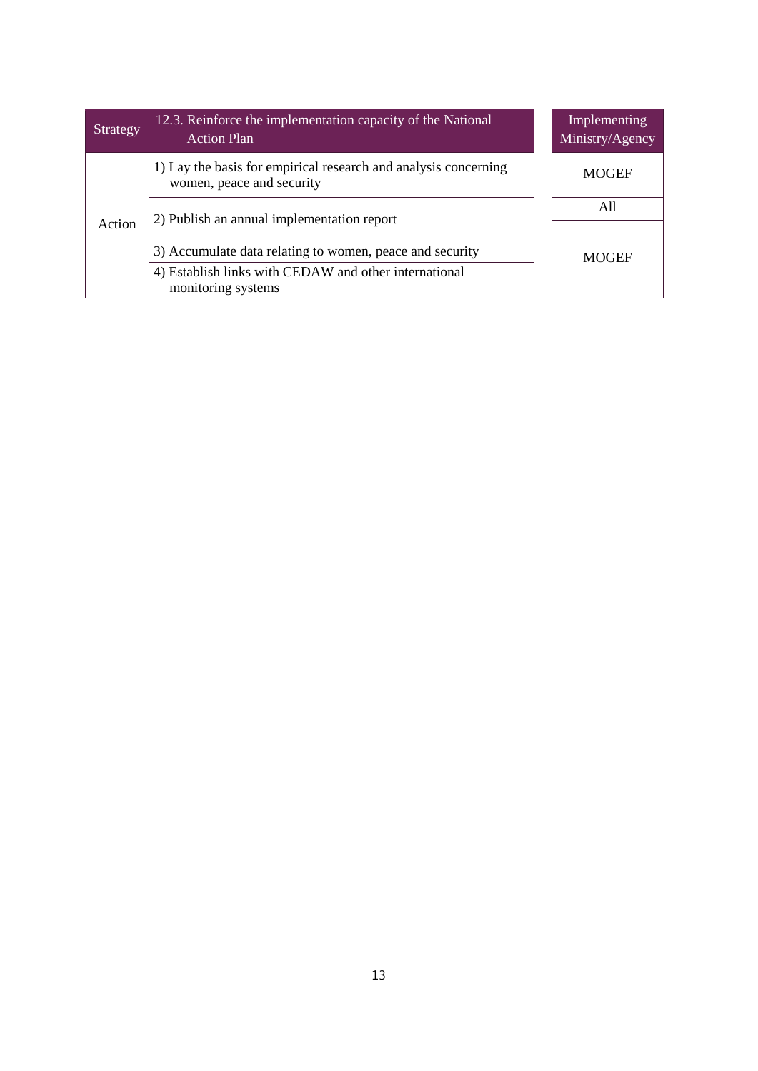| Strategy | 12.3. Reinforce the implementation capacity of the National Action Plan | Implementing Ministry/Agency |
|---|---|---|
| Action | 1) Lay the basis for empirical research and analysis concerning women, peace and security | MOGEF |
| | 2) Publish an annual implementation report | All |
| | 3) Accumulate data relating to women, peace and security | MOGEF |
| | 4) Establish links with CEDAW and other international monitoring systems | |